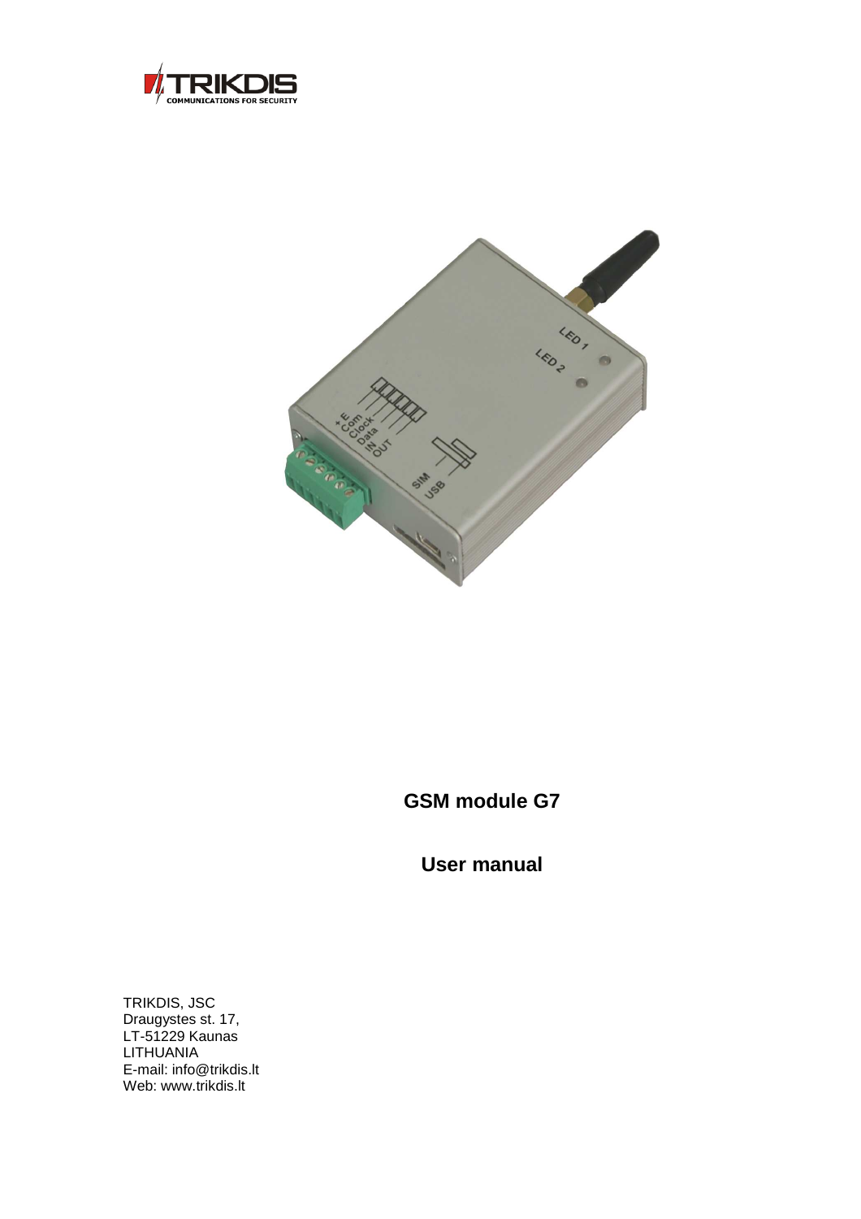TRIKDIS
COMMUNICATIONS FOR SECURITY

# GSM module G7

## User manual

TRIKDIS, JSC
Draugystes st. 17,
LT-51229 Kaunas
LITHUANIA
E-mail: info@trikdis.lt
Web: www.trikdis.lt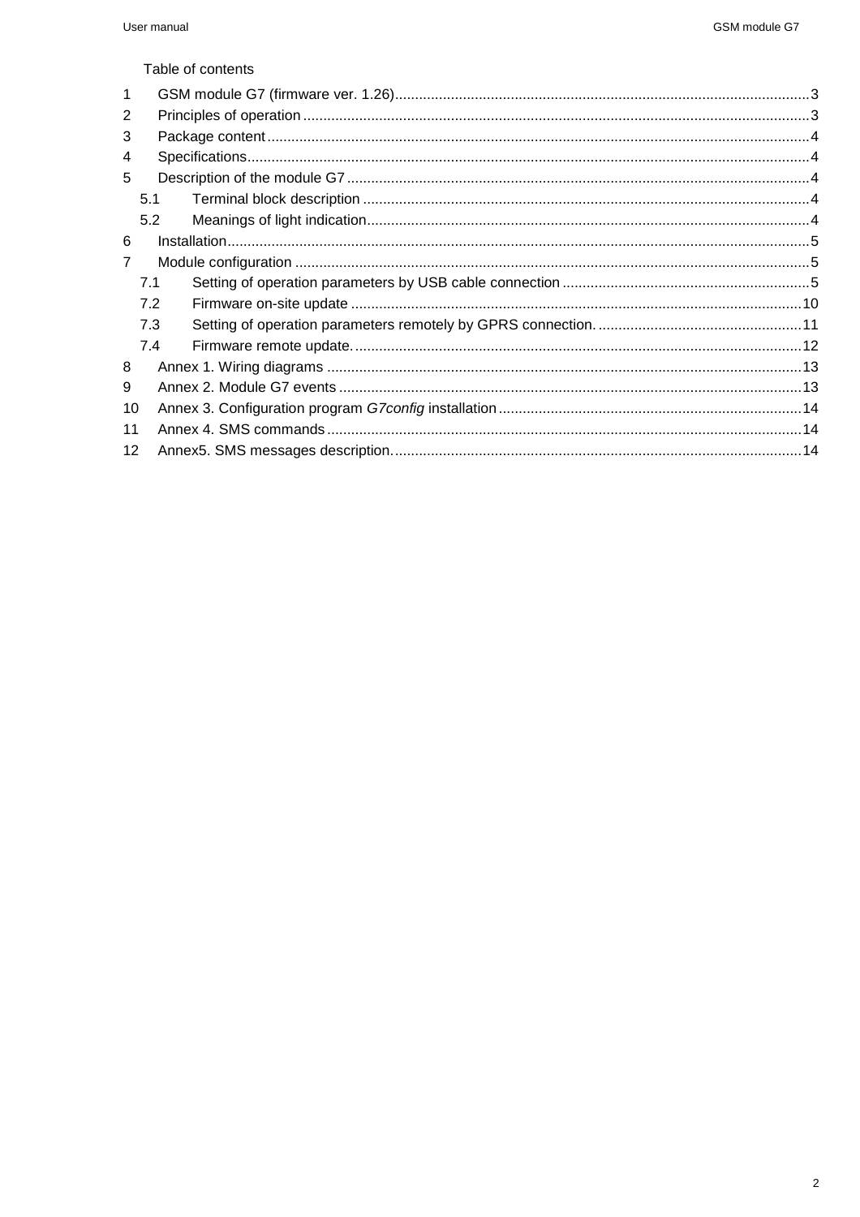Table of contents

1 GSM module G7 (firmware ver. 1.26) ....... 3
2 Principles of operation ....... 3
3 Package content ....... 4
4 Specifications ....... 4
5 Description of the module G7 ....... 4
  5.1 Terminal block description ....... 4
  5.2 Meanings of light indication ....... 4
6 Installation ....... 5
7 Module configuration ....... 5
  7.1 Setting of operation parameters by USB cable connection ....... 5
  7.2 Firmware on-site update ....... 10
  7.3 Setting of operation parameters remotely by GPRS connection. ....... 11
  7.4 Firmware remote update. ....... 12
8 Annex 1. Wiring diagrams ....... 13
9 Annex 2. Module G7 events ....... 13
10 Annex 3. Configuration program *G7config* installation ....... 14
11 Annex 4. SMS commands ....... 14
12 Annex5. SMS messages description. ....... 14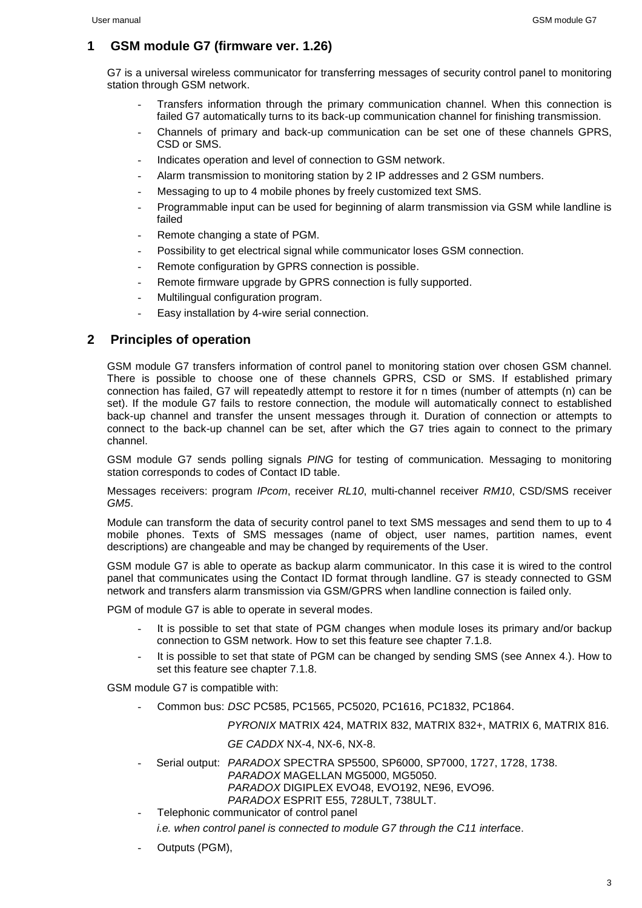# 1 GSM module G7 (firmware ver. 1.26)

G7 is a universal wireless communicator for transferring messages of security control panel to monitoring station through GSM network.

- Transfers information through the primary communication channel. When this connection is failed G7 automatically turns to its back-up communication channel for finishing transmission.
- Channels of primary and back-up communication can be set one of these channels GPRS, CSD or SMS.
- Indicates operation and level of connection to GSM network.
- Alarm transmission to monitoring station by 2 IP addresses and 2 GSM numbers.
- Messaging to up to 4 mobile phones by freely customized text SMS.
- Programmable input can be used for beginning of alarm transmission via GSM while landline is failed
- Remote changing a state of PGM.
- Possibility to get electrical signal while communicator loses GSM connection.
- Remote configuration by GPRS connection is possible.
- Remote firmware upgrade by GPRS connection is fully supported.
- Multilingual configuration program.
- Easy installation by 4-wire serial connection.

# 2 Principles of operation

GSM module G7 transfers information of control panel to monitoring station over chosen GSM channel. There is possible to choose one of these channels GPRS, CSD or SMS. If established primary connection has failed, G7 will repeatedly attempt to restore it for n times (number of attempts (n) can be set). If the module G7 fails to restore connection, the module will automatically connect to established back-up channel and transfer the unsent messages through it. Duration of connection or attempts to connect to the back-up channel can be set, after which the G7 tries again to connect to the primary channel.

GSM module G7 sends polling signals *PING* for testing of communication. Messaging to monitoring station corresponds to codes of Contact ID table.

Messages receivers: program *IPcom*, receiver *RL10*, multi-channel receiver *RM10*, CSD/SMS receiver *GM5*.

Module can transform the data of security control panel to text SMS messages and send them to up to 4 mobile phones. Texts of SMS messages (name of object, user names, partition names, event descriptions) are changeable and may be changed by requirements of the User.

GSM module G7 is able to operate as backup alarm communicator. In this case it is wired to the control panel that communicates using the Contact ID format through landline. G7 is steady connected to GSM network and transfers alarm transmission via GSM/GPRS when landline connection is failed only.

PGM of module G7 is able to operate in several modes.

- It is possible to set that state of PGM changes when module loses its primary and/or backup connection to GSM network. How to set this feature see chapter 7.1.8.
- It is possible to set that state of PGM can be changed by sending SMS (see Annex 4.). How to set this feature see chapter 7.1.8.

GSM module G7 is compatible with:

- Common bus: *DSC* PC585, PC1565, PC5020, PC1616, PC1832, PC1864.

  *PYRONIX* MATRIX 424, MATRIX 832, MATRIX 832+, MATRIX 6, MATRIX 816.

  *GE CADDX* NX-4, NX-6, NX-8.

- Serial output: *PARADOX* SPECTRA SP5500, SP6000, SP7000, 1727, 1728, 1738.
  *PARADOX* MAGELLAN MG5000, MG5050.
  *PARADOX* DIGIPLEX EVO48, EVO192, NE96, EVO96.
  *PARADOX* ESPRIT E55, 728ULT, 738ULT.
- Telephonic communicator of control panel

  *i.e. when control panel is connected to module G7 through the C11 interface*.

- Outputs (PGM),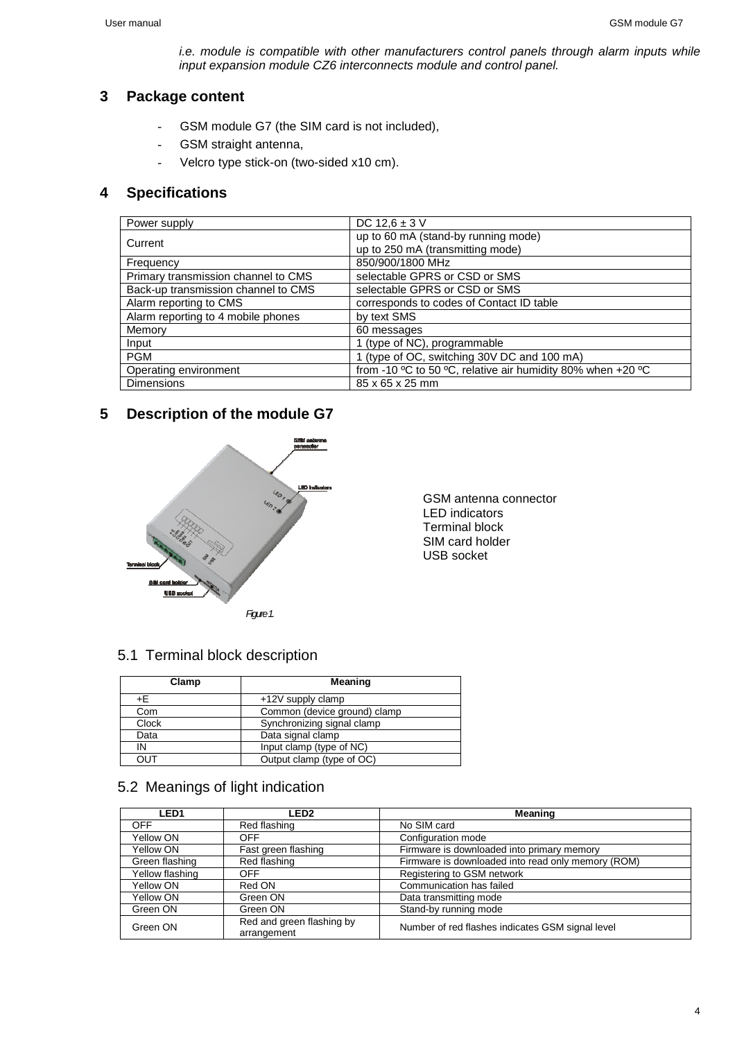*i.e. module is compatible with other manufacturers control panels through alarm inputs while input expansion module CZ6 interconnects module and control panel.*

## 3 Package content

- GSM module G7 (the SIM card is not included),
- GSM straight antenna,
- Velcro type stick-on (two-sided x10 cm).

## 4 Specifications

| | |
|---|---|
| Power supply | DC 12,6 ± 3 V |
| Current | up to 60 mA (stand-by running mode)<br>up to 250 mA (transmitting mode) |
| Frequency | 850/900/1800 MHz |
| Primary transmission channel to CMS | selectable GPRS or CSD or SMS |
| Back-up transmission channel to CMS | selectable GPRS or CSD or SMS |
| Alarm reporting to CMS | corresponds to codes of Contact ID table |
| Alarm reporting to 4 mobile phones | by text SMS |
| Memory | 60 messages |
| Input | 1 (type of NC), programmable |
| PGM | 1 (type of OC, switching 30V DC and 100 mA) |
| Operating environment | from -10 ºC to 50 ºC, relative air humidity 80% when +20 ºC |
| Dimensions | 85 x 65 x 25 mm |

## 5 Description of the module G7

Figure 1.

GSM antenna connector
LED indicators
Terminal block
SIM card holder
USB socket

### 5.1 Terminal block description

| Clamp | Meaning |
|---|---|
| +E | +12V supply clamp |
| Com | Common (device ground) clamp |
| Clock | Synchronizing signal clamp |
| Data | Data signal clamp |
| IN | Input clamp (type of NC) |
| OUT | Output clamp (type of OC) |

### 5.2 Meanings of light indication

| LED1 | LED2 | Meaning |
|---|---|---|
| OFF | Red flashing | No SIM card |
| Yellow ON | OFF | Configuration mode |
| Yellow ON | Fast green flashing | Firmware is downloaded into primary memory |
| Green flashing | Red flashing | Firmware is downloaded into read only memory (ROM) |
| Yellow flashing | OFF | Registering to GSM network |
| Yellow ON | Red ON | Communication has failed |
| Yellow ON | Green ON | Data transmitting mode |
| Green ON | Green ON | Stand-by running mode |
| Green ON | Red and green flashing by arrangement | Number of red flashes indicates GSM signal level |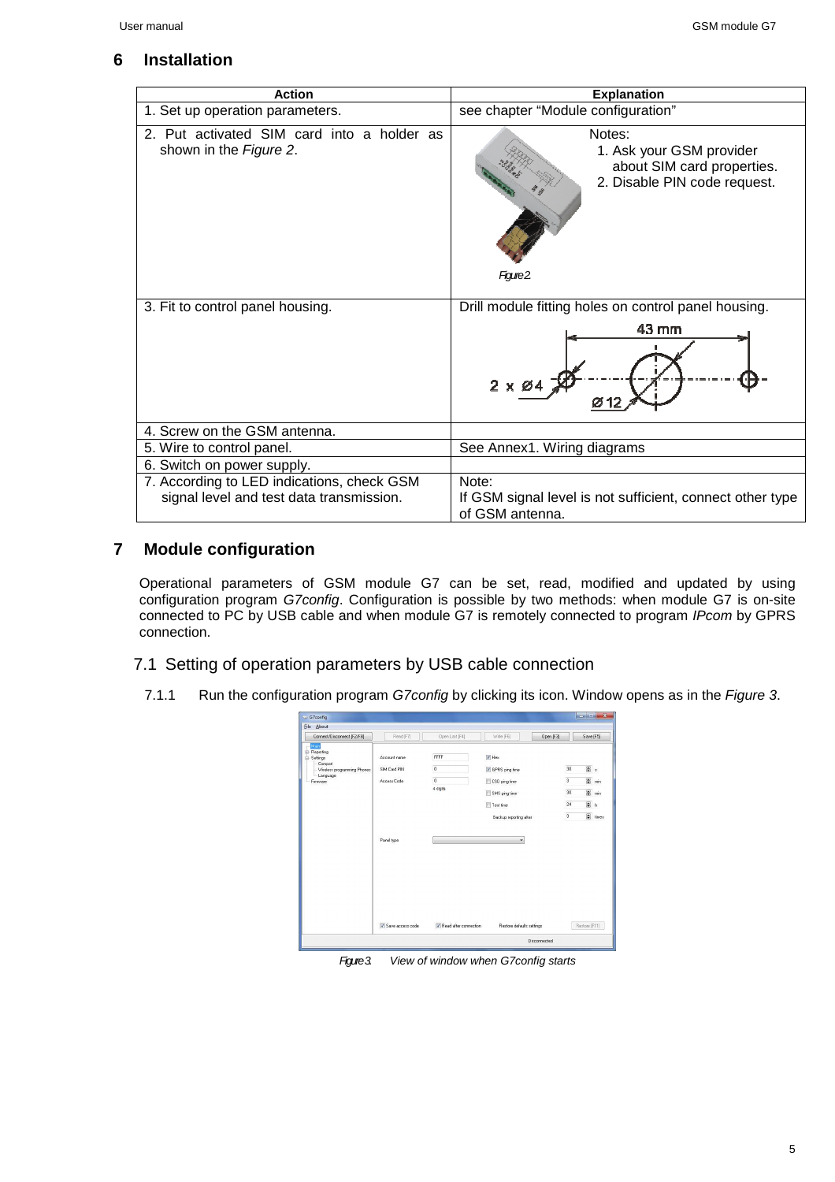## 6 Installation

| Action | Explanation |
|---|---|
| 1. Set up operation parameters. | see chapter "Module configuration" |
| 2. Put activated SIM card into a holder as shown in the *Figure 2*. | Notes: 1. Ask your GSM provider about SIM card properties. 2. Disable PIN code request. *Figure 2.* |
| 3. Fit to control panel housing. | Drill module fitting holes on control panel housing. 43 mm, 2 x Ø4, Ø12 |
| 4. Screw on the GSM antenna. | |
| 5. Wire to control panel. | See Annex1. Wiring diagrams |
| 6. Switch on power supply. | |
| 7. According to LED indications, check GSM signal level and test data transmission. | Note: If GSM signal level is not sufficient, connect other type of GSM antenna. |

## 7 Module configuration

Operational parameters of GSM module G7 can be set, read, modified and updated by using configuration program *G7config*. Configuration is possible by two methods: when module G7 is on-site connected to PC by USB cable and when module G7 is remotely connected to program *IPcom* by GPRS connection.

### 7.1 Setting of operation parameters by USB cable connection

7.1.1 Run the configuration program *G7config* by clicking its icon. Window opens as in the *Figure 3*.

*Figure 3.* *View of window when G7config starts*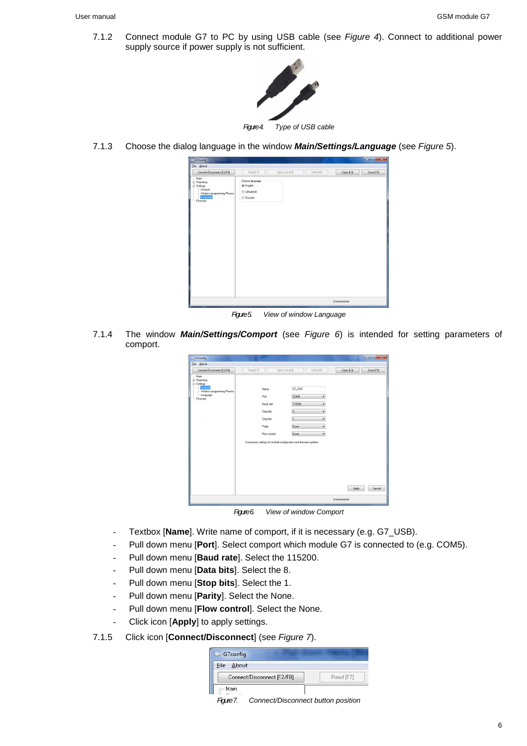7.1.2 Connect module G7 to PC by using USB cable (see *Figure 4*). Connect to additional power supply source if power supply is not sufficient.

*Figure 4. Type of USB cable*

7.1.3 Choose the dialog language in the window ***Main/Settings/Language*** (see *Figure 5*).

*Figure 5. View of window Language*

7.1.4 The window ***Main/Settings/Comport*** (see *Figure 6*) is intended for setting parameters of comport.

*Figure 6. View of window Comport*

- Textbox [**Name**]. Write name of comport, if it is necessary (e.g. G7_USB).
- Pull down menu [**Port**]. Select comport which module G7 is connected to (e.g. COM5).
- Pull down menu [**Baud rate**]. Select the 115200.
- Pull down menu [**Data bits**]. Select the 8.
- Pull down menu [**Stop bits**]. Select the 1.
- Pull down menu [**Parity**]. Select the None.
- Pull down menu [**Flow control**]. Select the None.
- Click icon [**Apply**] to apply settings.

7.1.5 Click icon [**Connect/Disconnect**] (see *Figure 7*).

*Figure 7. Connect/Disconnect button position*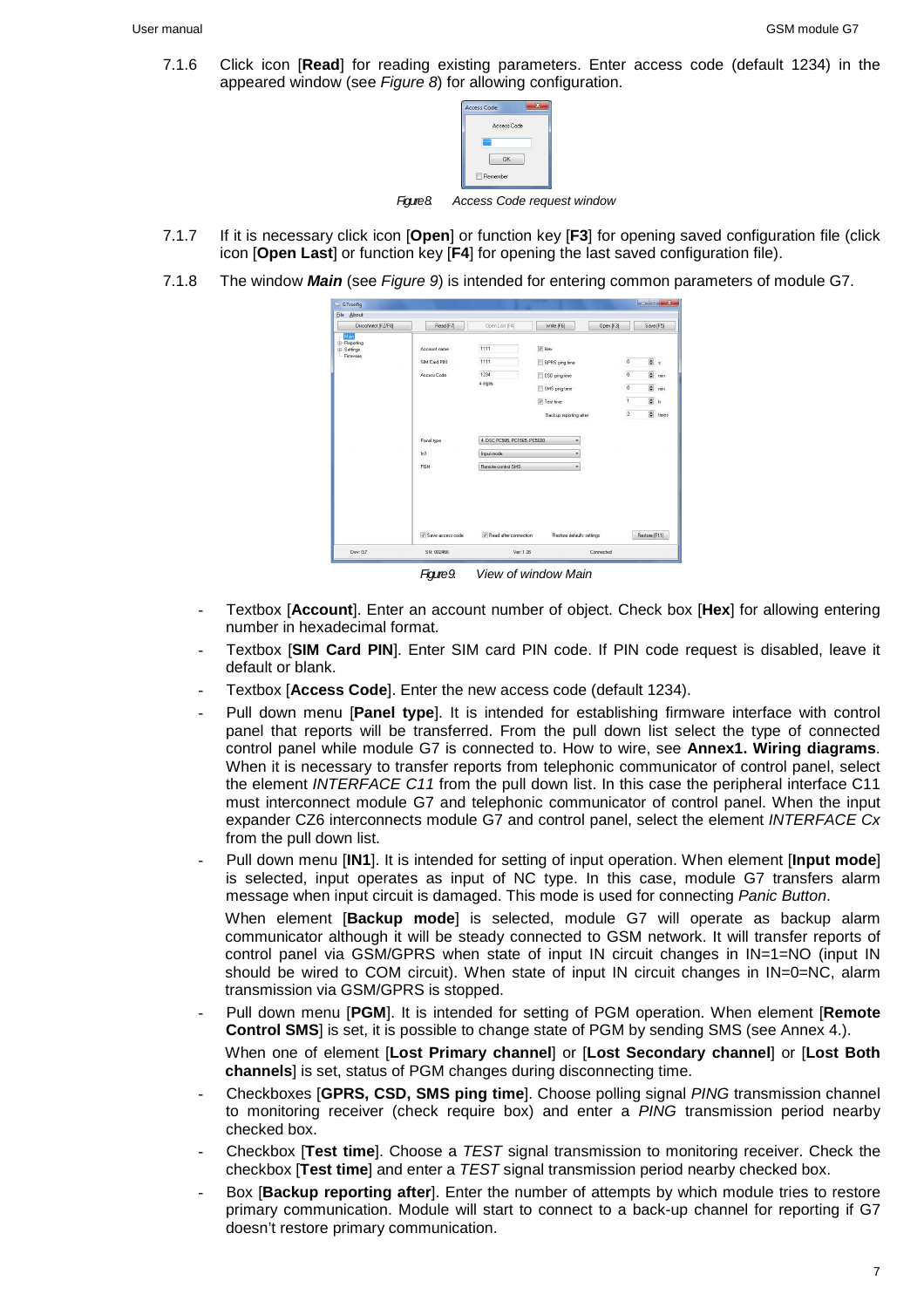7.1.6 Click icon [**Read**] for reading existing parameters. Enter access code (default 1234) in the appeared window (see *Figure 8*) for allowing configuration.

*Figure 8. Access Code request window*

7.1.7 If it is necessary click icon [**Open**] or function key [**F3**] for opening saved configuration file (click icon [**Open Last**] or function key [**F4**] for opening the last saved configuration file).

7.1.8 The window ***Main*** (see *Figure 9*) is intended for entering common parameters of module G7.

*Figure 9. View of window Main*

- Textbox [**Account**]. Enter an account number of object. Check box [**Hex**] for allowing entering number in hexadecimal format.
- Textbox [**SIM Card PIN**]. Enter SIM card PIN code. If PIN code request is disabled, leave it default or blank.
- Textbox [**Access Code**]. Enter the new access code (default 1234).
- Pull down menu [**Panel type**]. It is intended for establishing firmware interface with control panel that reports will be transferred. From the pull down list select the type of connected control panel while module G7 is connected to. How to wire, see **Annex1. Wiring diagrams**. When it is necessary to transfer reports from telephonic communicator of control panel, select the element *INTERFACE C11* from the pull down list. In this case the peripheral interface C11 must interconnect module G7 and telephonic communicator of control panel. When the input expander CZ6 interconnects module G7 and control panel, select the element *INTERFACE Cx* from the pull down list.
- Pull down menu [**IN1**]. It is intended for setting of input operation. When element [**Input mode**] is selected, input operates as input of NC type. In this case, module G7 transfers alarm message when input circuit is damaged. This mode is used for connecting *Panic Button*.

  When element [**Backup mode**] is selected, module G7 will operate as backup alarm communicator although it will be steady connected to GSM network. It will transfer reports of control panel via GSM/GPRS when state of input IN circuit changes in IN=1=NO (input IN should be wired to COM circuit). When state of input IN circuit changes in IN=0=NC, alarm transmission via GSM/GPRS is stopped.
- Pull down menu [**PGM**]. It is intended for setting of PGM operation. When element [**Remote Control SMS**] is set, it is possible to change state of PGM by sending SMS (see Annex 4.).

  When one of element [**Lost Primary channel**] or [**Lost Secondary channel**] or [**Lost Both channels**] is set, status of PGM changes during disconnecting time.
- Checkboxes [**GPRS, CSD, SMS ping time**]. Choose polling signal *PING* transmission channel to monitoring receiver (check require box) and enter a *PING* transmission period nearby checked box.
- Checkbox [**Test time**]. Choose a *TEST* signal transmission to monitoring receiver. Check the checkbox [**Test time**] and enter a *TEST* signal transmission period nearby checked box.
- Box [**Backup reporting after**]. Enter the number of attempts by which module tries to restore primary communication. Module will start to connect to a back-up channel for reporting if G7 doesn't restore primary communication.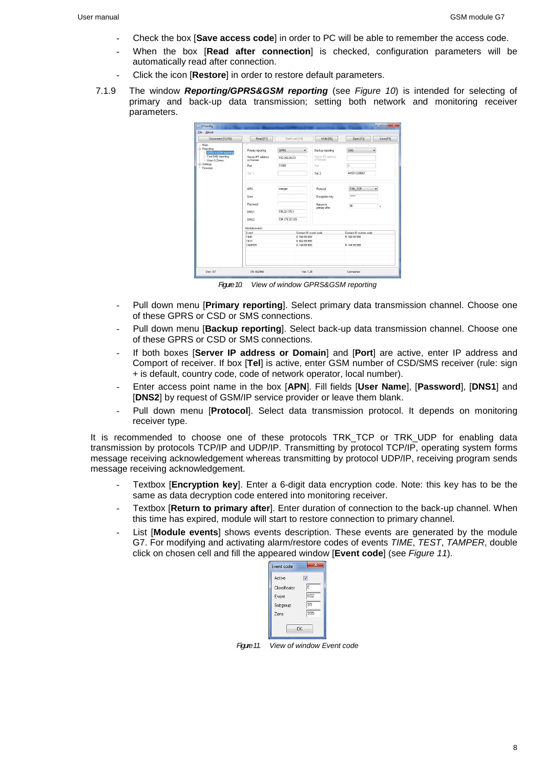- Check the box [**Save access code**] in order to PC will be able to remember the access code.
- When the box [**Read after connection**] is checked, configuration parameters will be automatically read after connection.
- Click the icon [**Restore**] in order to restore default parameters.

7.1.9 The window ***Reporting/GPRS&GSM reporting*** (see *Figure 10*) is intended for selecting of primary and back-up data transmission; setting both network and monitoring receiver parameters.

*Figure 10.* View of window GPRS&GSM reporting

- Pull down menu [**Primary reporting**]. Select primary data transmission channel. Choose one of these GPRS or CSD or SMS connections.
- Pull down menu [**Backup reporting**]. Select back-up data transmission channel. Choose one of these GPRS or CSD or SMS connections.
- If both boxes [**Server IP address or Domain**] and [**Port**] are active, enter IP address and Comport of receiver. If box [**Tel**] is active, enter GSM number of CSD/SMS receiver (rule: sign + is default, country code, code of network operator, local number).
- Enter access point name in the box [**APN**]. Fill fields [**User Name**], [**Password**], [**DNS1**] and [**DNS2**] by request of GSM/IP service provider or leave them blank.
- Pull down menu [**Protocol**]. Select data transmission protocol. It depends on monitoring receiver type.

It is recommended to choose one of these protocols TRK_TCP or TRK_UDP for enabling data transmission by protocols TCP/IP and UDP/IP. Transmitting by protocol TCP/IP, operating system forms message receiving acknowledgement whereas transmitting by protocol UDP/IP, receiving program sends message receiving acknowledgement.

- Textbox [**Encryption key**]. Enter a 6-digit data encryption code. Note: this key has to be the same as data decryption code entered into monitoring receiver.
- Textbox [**Return to primary after**]. Enter duration of connection to the back-up channel. When this time has expired, module will start to restore connection to primary channel.
- List [**Module events**] shows events description. These events are generated by the module G7. For modifying and activating alarm/restore codes of events *TIME*, *TEST*, *TAMPER*, double click on chosen cell and fill the appeared window [**Event code**] (see *Figure 11*).

*Figure 11.* View of window Event code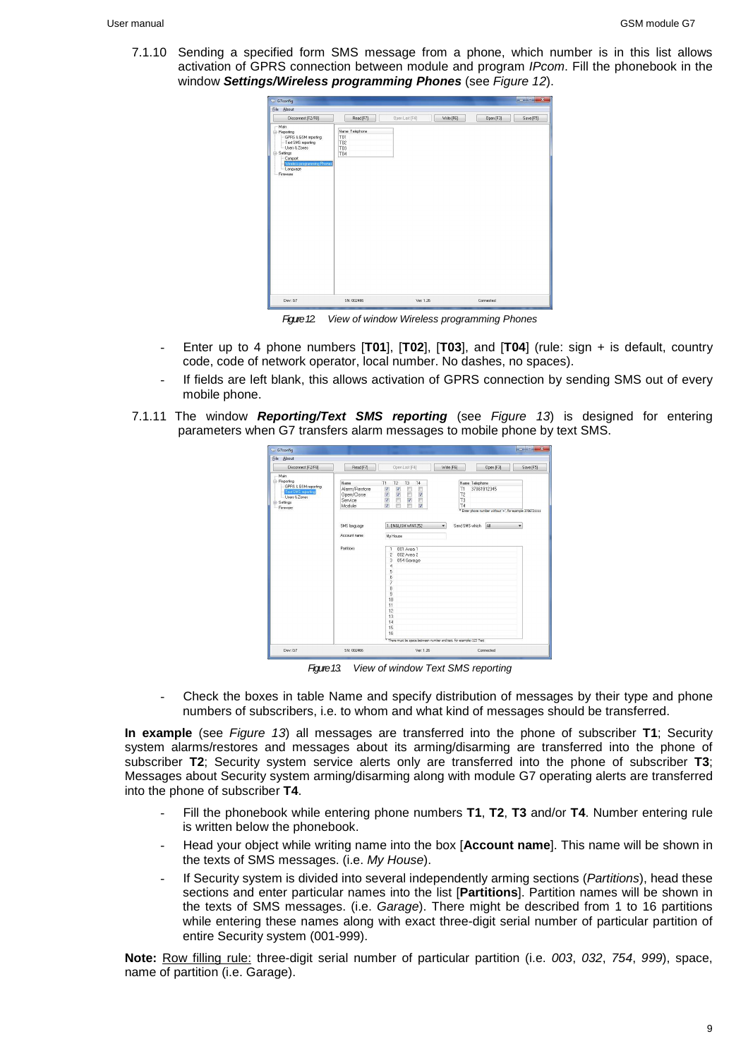7.1.10 Sending a specified form SMS message from a phone, which number is in this list allows activation of GPRS connection between module and program *IPcom*. Fill the phonebook in the window ***Settings/Wireless programming Phones*** (see *Figure 12*).

*Figure 12. View of window Wireless programming Phones*

- Enter up to 4 phone numbers [**T01**], [**T02**], [**T03**], and [**T04**] (rule: sign + is default, country code, code of network operator, local number. No dashes, no spaces).
- If fields are left blank, this allows activation of GPRS connection by sending SMS out of every mobile phone.

7.1.11 The window ***Reporting/Text SMS reporting*** (see *Figure 13*) is designed for entering parameters when G7 transfers alarm messages to mobile phone by text SMS.

*Figure 13. View of window Text SMS reporting*

- Check the boxes in table Name and specify distribution of messages by their type and phone numbers of subscribers, i.e. to whom and what kind of messages should be transferred.

**In example** (see *Figure 13*) all messages are transferred into the phone of subscriber **T1**; Security system alarms/restores and messages about its arming/disarming are transferred into the phone of subscriber **T2**; Security system service alerts only are transferred into the phone of subscriber **T3**; Messages about Security system arming/disarming along with module G7 operating alerts are transferred into the phone of subscriber **T4**.

- Fill the phonebook while entering phone numbers **T1**, **T2**, **T3** and/or **T4**. Number entering rule is written below the phonebook.
- Head your object while writing name into the box [**Account name**]. This name will be shown in the texts of SMS messages. (i.e. *My House*).
- If Security system is divided into several independently arming sections (*Partitions*), head these sections and enter particular names into the list [**Partitions**]. Partition names will be shown in the texts of SMS messages. (i.e. *Garage*). There might be described from 1 to 16 partitions while entering these names along with exact three-digit serial number of particular partition of entire Security system (001-999).

**Note:** Row filling rule: three-digit serial number of particular partition (i.e. *003*, *032*, *754*, *999*), space, name of partition (i.e. Garage).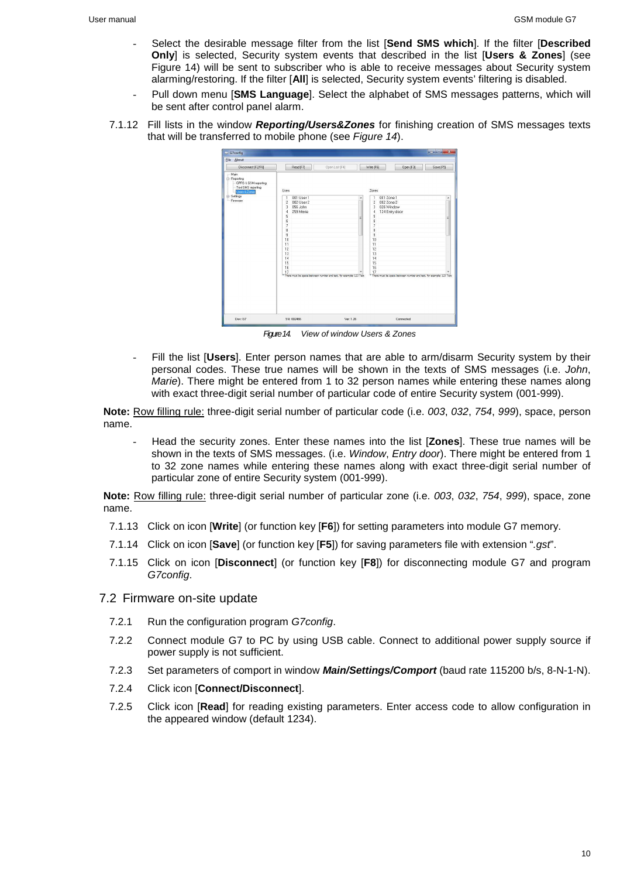- Select the desirable message filter from the list [**Send SMS which**]. If the filter [**Described Only**] is selected, Security system events that described in the list [**Users & Zones**] (see Figure 14) will be sent to subscriber who is able to receive messages about Security system alarming/restoring. If the filter [**All**] is selected, Security system events' filtering is disabled.
- Pull down menu [**SMS Language**]. Select the alphabet of SMS messages patterns, which will be sent after control panel alarm.

7.1.12 Fill lists in the window ***Reporting/Users&Zones*** for finishing creation of SMS messages texts that will be transferred to mobile phone (see *Figure 14*).

*Figure 14. View of window Users & Zones*

- Fill the list [**Users**]. Enter person names that are able to arm/disarm Security system by their personal codes. These true names will be shown in the texts of SMS messages (i.e. *John*, *Marie*). There might be entered from 1 to 32 person names while entering these names along with exact three-digit serial number of particular code of entire Security system (001-999).

**Note:** <u>Row filling rule:</u> three-digit serial number of particular code (i.e. *003*, *032*, *754*, *999*), space, person name.

- Head the security zones. Enter these names into the list [**Zones**]. These true names will be shown in the texts of SMS messages. (i.e. *Window*, *Entry door*). There might be entered from 1 to 32 zone names while entering these names along with exact three-digit serial number of particular zone of entire Security system (001-999).

**Note:** <u>Row filling rule:</u> three-digit serial number of particular zone (i.e. *003*, *032*, *754*, *999*), space, zone name.

7.1.13 Click on icon [**Write**] (or function key [**F6**]) for setting parameters into module G7 memory.

7.1.14 Click on icon [**Save**] (or function key [**F5**]) for saving parameters file with extension "*.gst*".

7.1.15 Click on icon [**Disconnect**] (or function key [**F8**]) for disconnecting module G7 and program *G7config*.

## 7.2 Firmware on-site update

7.2.1 Run the configuration program *G7config*.

7.2.2 Connect module G7 to PC by using USB cable. Connect to additional power supply source if power supply is not sufficient.

7.2.3 Set parameters of comport in window ***Main/Settings/Comport*** (baud rate 115200 b/s, 8-N-1-N).

7.2.4 Click icon [**Connect/Disconnect**].

7.2.5 Click icon [**Read**] for reading existing parameters. Enter access code to allow configuration in the appeared window (default 1234).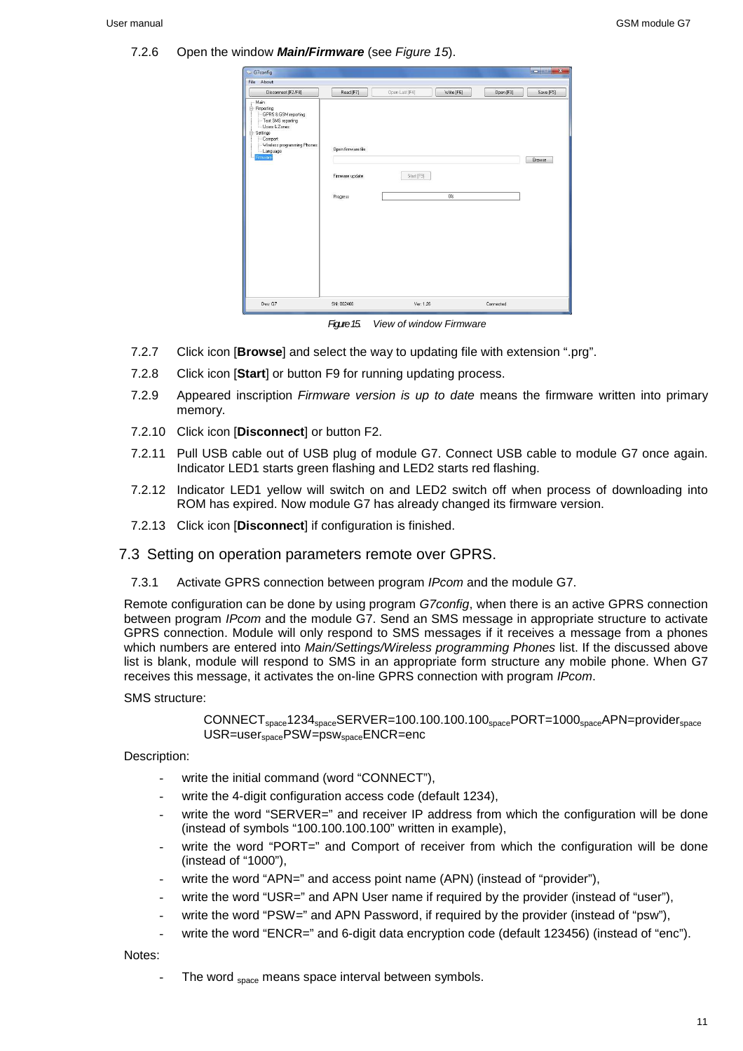7.2.6 Open the window ***Main/Firmware*** (see *Figure 15*).

*Figure 15. View of window Firmware*

7.2.7 Click icon [**Browse**] and select the way to updating file with extension “.prg”.

7.2.8 Click icon [**Start**] or button F9 for running updating process.

7.2.9 Appeared inscription *Firmware version is up to date* means the firmware written into primary memory.

7.2.10 Click icon [**Disconnect**] or button F2.

7.2.11 Pull USB cable out of USB plug of module G7. Connect USB cable to module G7 once again. Indicator LED1 starts green flashing and LED2 starts red flashing.

7.2.12 Indicator LED1 yellow will switch on and LED2 switch off when process of downloading into ROM has expired. Now module G7 has already changed its firmware version.

7.2.13 Click icon [**Disconnect**] if configuration is finished.

## 7.3 Setting on operation parameters remote over GPRS.

7.3.1 Activate GPRS connection between program *IPcom* and the module G7.

Remote configuration can be done by using program *G7config*, when there is an active GPRS connection between program *IPcom* and the module G7. Send an SMS message in appropriate structure to activate GPRS connection. Module will only respond to SMS messages if it receives a message from a phones which numbers are entered into *Main/Settings/Wireless programming Phones* list. If the discussed above list is blank, module will respond to SMS in an appropriate form structure any mobile phone. When G7 receives this message, it activates the on-line GPRS connection with program *IPcom*.

SMS structure:

CONNECT$_{space}$1234$_{space}$SERVER=100.100.100.100$_{space}$PORT=1000$_{space}$APN=provider$_{space}$ USR=user$_{space}$PSW=psw$_{space}$ENCR=enc

Description:

- write the initial command (word “CONNECT”),
- write the 4-digit configuration access code (default 1234),
- write the word “SERVER=” and receiver IP address from which the configuration will be done (instead of symbols “100.100.100.100” written in example),
- write the word “PORT=” and Comport of receiver from which the configuration will be done (instead of “1000”),
- write the word “APN=” and access point name (APN) (instead of “provider”),
- write the word “USR=” and APN User name if required by the provider (instead of “user”),
- write the word “PSW=” and APN Password, if required by the provider (instead of “psw”),
- write the word “ENCR=” and 6-digit data encryption code (default 123456) (instead of “enc”).

Notes:

- The word $_{space}$ means space interval between symbols.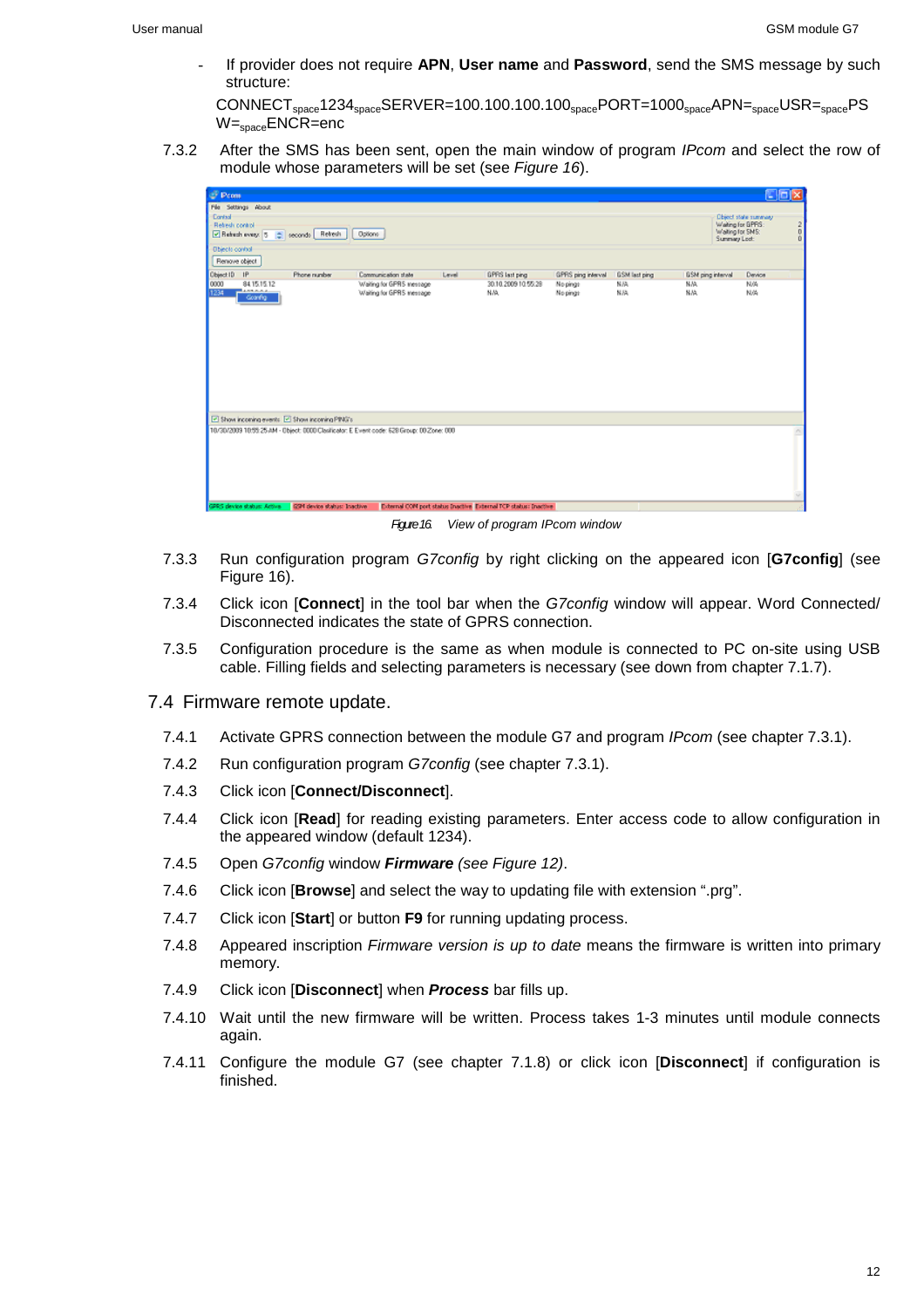- If provider does not require **APN**, **User name** and **Password**, send the SMS message by such structure:

CONNECT$_{space}$1234$_{space}$SERVER=100.100.100.100$_{space}$PORT=1000$_{space}$APN=$_{space}$USR=$_{space}$PSW=$_{space}$ENCR=enc

7.3.2 After the SMS has been sent, open the main window of program *IPcom* and select the row of module whose parameters will be set (see *Figure 16*).

*Figure 16.* View of program IPcom window

7.3.3 Run configuration program *G7config* by right clicking on the appeared icon [**G7config**] (see Figure 16).

7.3.4 Click icon [**Connect**] in the tool bar when the *G7config* window will appear. Word Connected/ Disconnected indicates the state of GPRS connection.

7.3.5 Configuration procedure is the same as when module is connected to PC on-site using USB cable. Filling fields and selecting parameters is necessary (see down from chapter 7.1.7).

## 7.4 Firmware remote update.

7.4.1 Activate GPRS connection between the module G7 and program *IPcom* (see chapter 7.3.1).

7.4.2 Run configuration program *G7config* (see chapter 7.3.1).

7.4.3 Click icon [**Connect/Disconnect**].

7.4.4 Click icon [**Read**] for reading existing parameters. Enter access code to allow configuration in the appeared window (default 1234).

7.4.5 Open *G7config* window ***Firmware*** *(see Figure 12)*.

7.4.6 Click icon [**Browse**] and select the way to updating file with extension ".prg".

7.4.7 Click icon [**Start**] or button **F9** for running updating process.

7.4.8 Appeared inscription *Firmware version is up to date* means the firmware is written into primary memory.

7.4.9 Click icon [**Disconnect**] when ***Process*** bar fills up.

7.4.10 Wait until the new firmware will be written. Process takes 1-3 minutes until module connects again.

7.4.11 Configure the module G7 (see chapter 7.1.8) or click icon [**Disconnect**] if configuration is finished.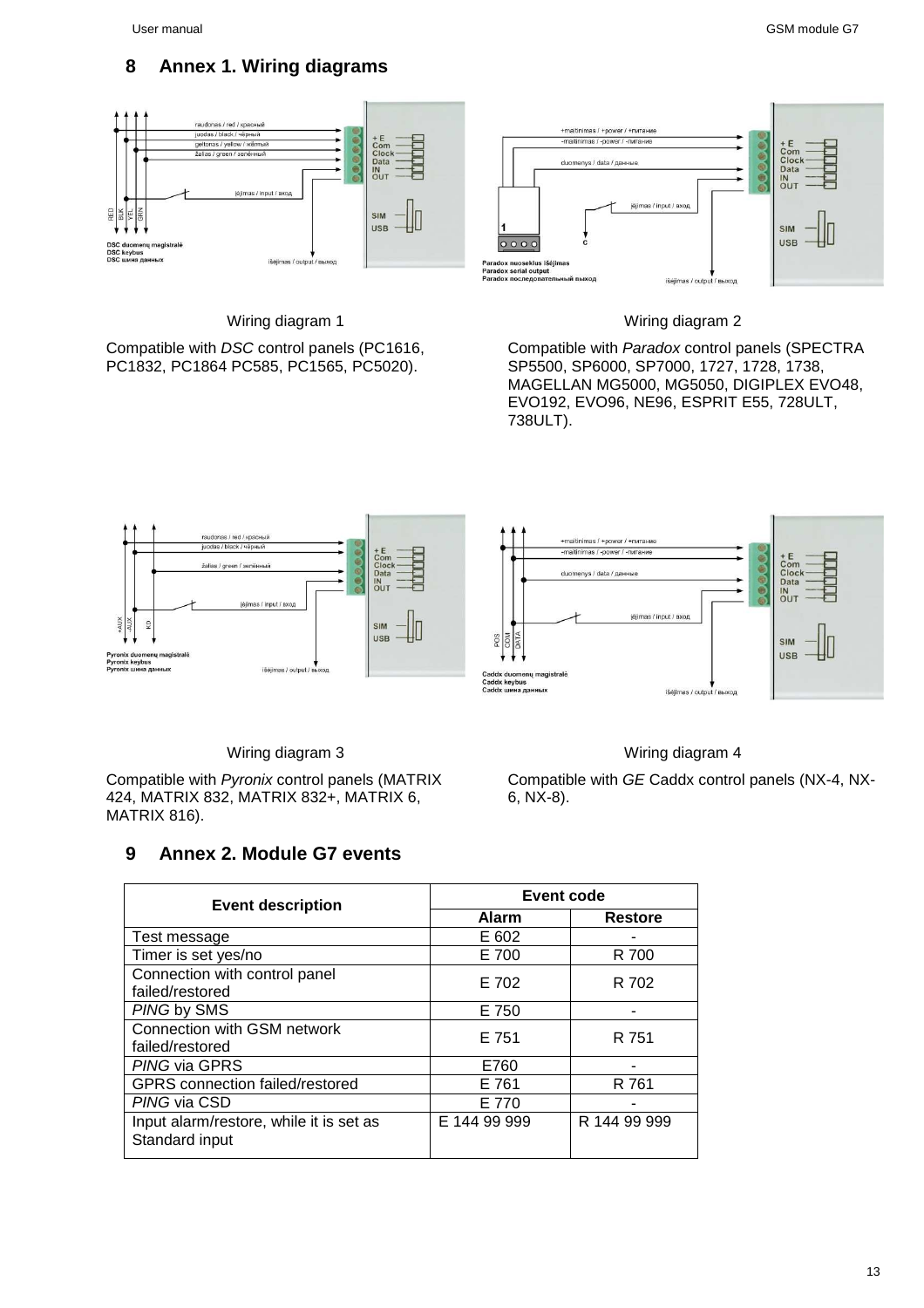## 8 Annex 1. Wiring diagrams

Wiring diagram 1

Compatible with *DSC* control panels (PC1616, PC1832, PC1864 PC585, PC1565, PC5020).

Wiring diagram 2

Compatible with *Paradox* control panels (SPECTRA SP5500, SP6000, SP7000, 1727, 1728, 1738, MAGELLAN MG5000, MG5050, DIGIPLEX EVO48, EVO192, EVO96, NE96, ESPRIT E55, 728ULT, 738ULT).

Wiring diagram 3

Compatible with *Pyronix* control panels (MATRIX 424, MATRIX 832, MATRIX 832+, MATRIX 6, MATRIX 816).

Wiring diagram 4

Compatible with *GE* Caddx control panels (NX-4, NX-6, NX-8).

## 9 Annex 2. Module G7 events

| Event description | Event code | |
|---|---|---|
| | **Alarm** | **Restore** |
| Test message | E 602 | - |
| Timer is set yes/no | E 700 | R 700 |
| Connection with control panel failed/restored | E 702 | R 702 |
| *PING* by SMS | E 750 | - |
| Connection with GSM network failed/restored | E 751 | R 751 |
| *PING* via GPRS | E760 | - |
| GPRS connection failed/restored | E 761 | R 761 |
| *PING* via CSD | E 770 | - |
| Input alarm/restore, while it is set as Standard input | E 144 99 999 | R 144 99 999 |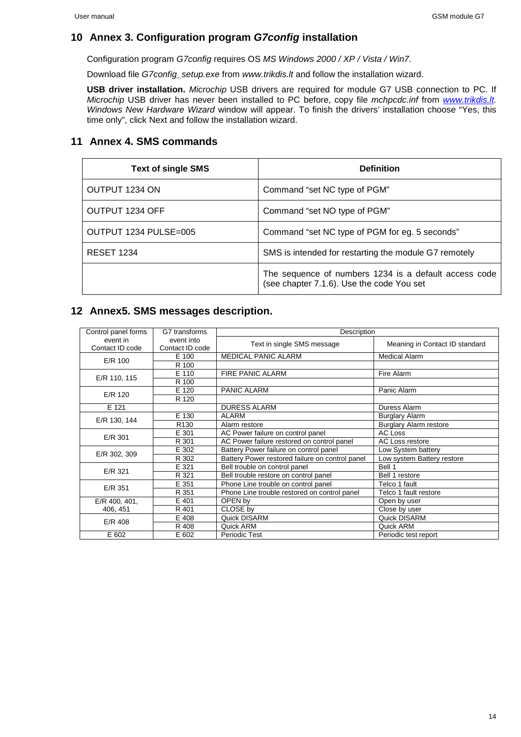## 10 Annex 3. Configuration program *G7config* installation

Configuration program *G7config* requires OS *MS Windows 2000 / XP / Vista / Win7*.

Download file *G7config_setup.exe* from *www.trikdis.lt* and follow the installation wizard.

**USB driver installation.** *Microchip* USB drivers are required for module G7 USB connection to PC. If *Microchip* USB driver has never been installed to PC before, copy file *mchpcdc.inf* from *www.trikdis.lt. Windows New Hardware Wizard* window will appear. To finish the drivers' installation choose "Yes, this time only", click Next and follow the installation wizard.

## 11 Annex 4. SMS commands

| Text of single SMS | Definition |
|---|---|
| OUTPUT 1234 ON | Command "set NC type of PGM" |
| OUTPUT 1234 OFF | Command "set NO type of PGM" |
| OUTPUT 1234 PULSE=005 | Command "set NC type of PGM for eg. 5 seconds" |
| RESET 1234 | SMS is intended for restarting the module G7 remotely |
| | The sequence of numbers 1234 is a default access code (see chapter 7.1.6). Use the code You set |

## 12 Annex5. SMS messages description.

| Control panel forms event in Contact ID code | G7 transforms event into Contact ID code | Description | |
|---|---|---|---|
| | | Text in single SMS message | Meaning in Contact ID standard |
| E/R 100 | E 100 | MEDICAL PANIC ALARM | Medical Alarm |
| | R 100 | | |
| E/R 110, 115 | E 110 | FIRE PANIC ALARM | Fire Alarm |
| | R 100 | | |
| E/R 120 | E 120 | PANIC ALARM | Panic Alarm |
| | R 120 | | |
| E 121 | | DURESS ALARM | Duress Alarm |
| E/R 130, 144 | E 130 | ALARM | Burglary Alarm |
| | R130 | Alarm restore | Burglary Alarm restore |
| E/R 301 | E 301 | AC Power failure on control panel | AC Loss |
| | R 301 | AC Power failure restored on control panel | AC Loss restore |
| E/R 302, 309 | E 302 | Battery Power failure on control panel | Low System battery |
| | R 302 | Battery Power restored failure on control panel | Low system Battery restore |
| E/R 321 | E 321 | Bell trouble on control panel | Bell 1 |
| | R 321 | Bell trouble restore on control panel | Bell 1 restore |
| E/R 351 | E 351 | Phone Line trouble on control panel | Telco 1 fault |
| | R 351 | Phone Line trouble restored on control panel | Telco 1 fault restore |
| E/R 400, 401, 406, 451 | E 401 | OPEN by | Open by user |
| | R 401 | CLOSE by | Close by user |
| E/R 408 | E 408 | Quick DISARM | Quick DISARM |
| | R 408 | Quick ARM | Quick ARM |
| E 602 | E 602 | Periodic Test | Periodic test report |